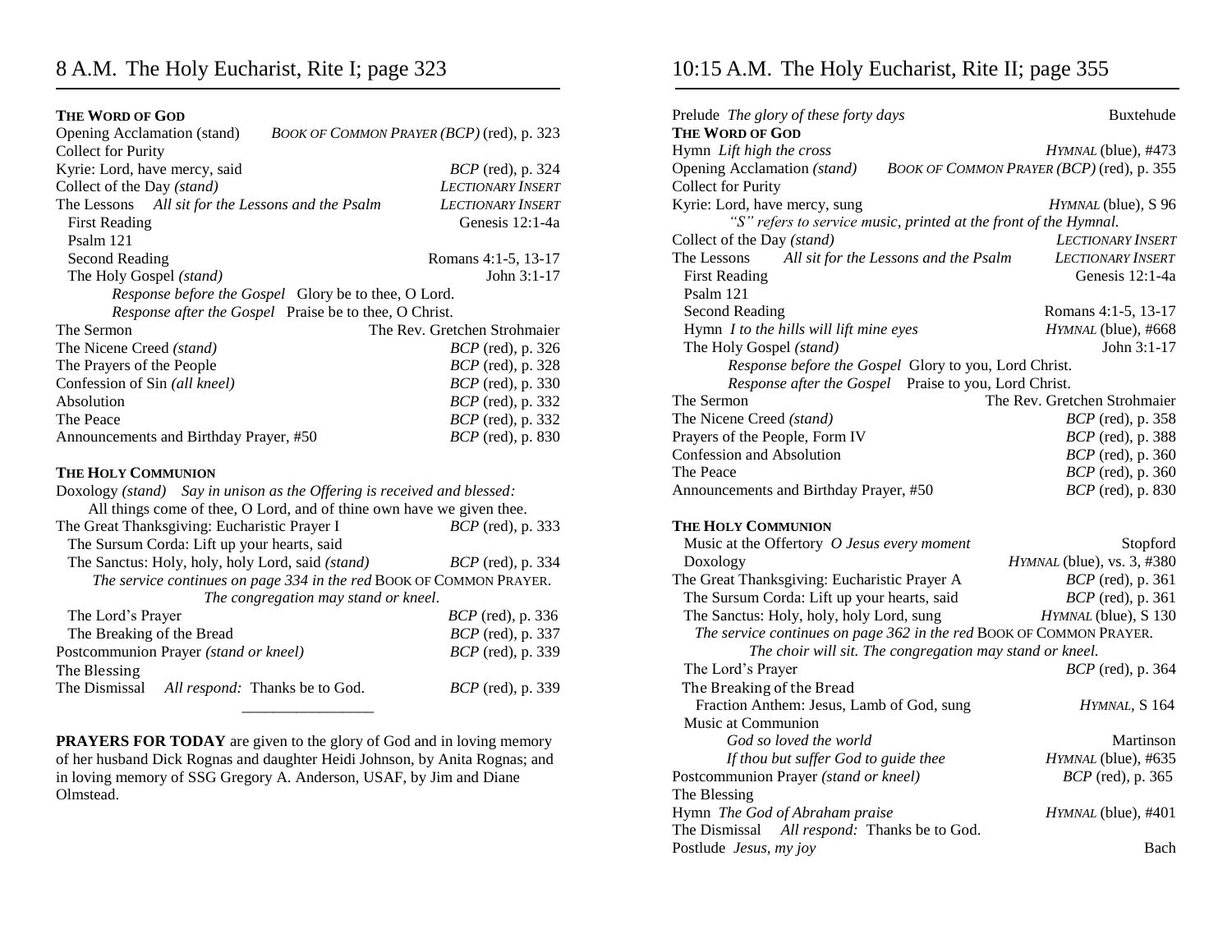# 8 A.M. The Holy Eucharist, Rite I; page 323

**THE WORD OF GOD**

Opening Acclamation (stand) — *BOOK OF COMMON PRAYER (BCP)* (red), p. 323
Collect for Purity
Kyrie: Lord, have mercy, said — *BCP* (red), p. 324
Collect of the Day *(stand)* — *LECTIONARY INSERT*
The Lessons *All sit for the Lessons and the Psalm* — *LECTIONARY INSERT*
First Reading — Genesis 12:1-4a
Psalm 121
Second Reading — Romans 4:1-5, 13-17
The Holy Gospel *(stand)* — John 3:1-17
*Response before the Gospel* Glory be to thee, O Lord.
*Response after the Gospel* Praise be to thee, O Christ.
The Sermon — The Rev. Gretchen Strohmaier
The Nicene Creed *(stand)* — *BCP* (red), p. 326
The Prayers of the People — *BCP* (red), p. 328
Confession of Sin *(all kneel)* — *BCP* (red), p. 330
Absolution — *BCP* (red), p. 332
The Peace — *BCP* (red), p. 332
Announcements and Birthday Prayer, #50 — *BCP* (red), p. 830

**THE HOLY COMMUNION**

Doxology *(stand) Say in unison as the Offering is received and blessed:*
All things come of thee, O Lord, and of thine own have we given thee.
The Great Thanksgiving: Eucharistic Prayer I — *BCP* (red), p. 333
The Sursum Corda: Lift up your hearts, said
The Sanctus: Holy, holy, holy Lord, said *(stand)* — *BCP* (red), p. 334
*The service continues on page 334 in the red* BOOK OF COMMON PRAYER.
*The congregation may stand or kneel.*
The Lord's Prayer — *BCP* (red), p. 336
The Breaking of the Bread — *BCP* (red), p. 337
Postcommunion Prayer *(stand or kneel)* — *BCP* (red), p. 339
The Blessing
The Dismissal *All respond:* Thanks be to God. — *BCP* (red), p. 339

---

**PRAYERS FOR TODAY** are given to the glory of God and in loving memory of her husband Dick Rognas and daughter Heidi Johnson, by Anita Rognas; and in loving memory of SSG Gregory A. Anderson, USAF, by Jim and Diane Olmstead.

# 10:15 A.M. The Holy Eucharist, Rite II; page 355

Prelude *The glory of these forty days* — Buxtehude

**THE WORD OF GOD**

Hymn *Lift high the cross* — *HYMNAL* (blue), #473
Opening Acclamation *(stand)* — *BOOK OF COMMON PRAYER (BCP)* (red), p. 355
Collect for Purity
Kyrie: Lord, have mercy, sung — *HYMNAL* (blue), S 96
*"S" refers to service music, printed at the front of the Hymnal.*
Collect of the Day *(stand)* — *LECTIONARY INSERT*
The Lessons *All sit for the Lessons and the Psalm* — *LECTIONARY INSERT*
First Reading — Genesis 12:1-4a
Psalm 121
Second Reading — Romans 4:1-5, 13-17
Hymn *I to the hills will lift mine eyes* — *HYMNAL* (blue), #668
The Holy Gospel *(stand)* — John 3:1-17
*Response before the Gospel* Glory to you, Lord Christ.
*Response after the Gospel* Praise to you, Lord Christ.
The Sermon — The Rev. Gretchen Strohmaier
The Nicene Creed *(stand)* — *BCP* (red), p. 358
Prayers of the People, Form IV — *BCP* (red), p. 388
Confession and Absolution — *BCP* (red), p. 360
The Peace — *BCP* (red), p. 360
Announcements and Birthday Prayer, #50 — *BCP* (red), p. 830

**THE HOLY COMMUNION**

Music at the Offertory *O Jesus every moment* — Stopford
Doxology — *HYMNAL* (blue), vs. 3, #380
The Great Thanksgiving: Eucharistic Prayer A — *BCP* (red), p. 361
The Sursum Corda: Lift up your hearts, said — *BCP* (red), p. 361
The Sanctus: Holy, holy, holy Lord, sung — *HYMNAL* (blue), S 130
*The service continues on page 362 in the red* BOOK OF COMMON PRAYER.
*The choir will sit. The congregation may stand or kneel.*
The Lord's Prayer — *BCP* (red), p. 364
The Breaking of the Bread
Fraction Anthem: Jesus, Lamb of God, sung — *HYMNAL*, S 164
Music at Communion
*God so loved the world* — Martinson
*If thou but suffer God to guide thee* — *HYMNAL* (blue), #635
Postcommunion Prayer *(stand or kneel)* — *BCP* (red), p. 365
The Blessing
Hymn *The God of Abraham praise* — *HYMNAL* (blue), #401
The Dismissal *All respond:* Thanks be to God.
Postlude *Jesus, my joy* — Bach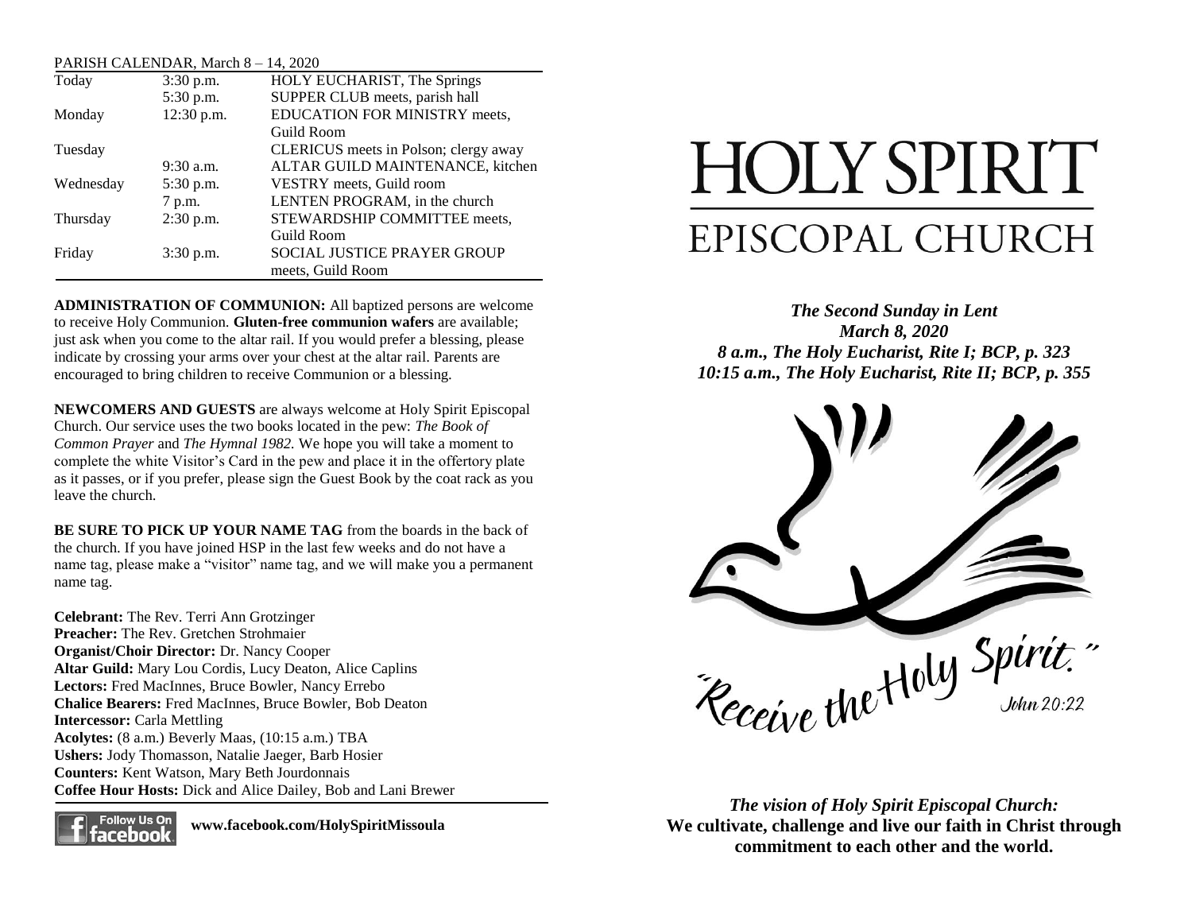PARISH CALENDAR, March 8 – 14, 2020

| | | |
|---|---|---|
| Today | 3:30 p.m. | HOLY EUCHARIST, The Springs |
| | 5:30 p.m. | SUPPER CLUB meets, parish hall |
| Monday | 12:30 p.m. | EDUCATION FOR MINISTRY meets, Guild Room |
| Tuesday | | CLERICUS meets in Polson; clergy away |
| | 9:30 a.m. | ALTAR GUILD MAINTENANCE, kitchen |
| Wednesday | 5:30 p.m. | VESTRY meets, Guild room |
| | 7 p.m. | LENTEN PROGRAM, in the church |
| Thursday | 2:30 p.m. | STEWARDSHIP COMMITTEE meets, Guild Room |
| Friday | 3:30 p.m. | SOCIAL JUSTICE PRAYER GROUP meets, Guild Room |

**ADMINISTRATION OF COMMUNION:** All baptized persons are welcome to receive Holy Communion. **Gluten-free communion wafers** are available; just ask when you come to the altar rail. If you would prefer a blessing, please indicate by crossing your arms over your chest at the altar rail. Parents are encouraged to bring children to receive Communion or a blessing.

**NEWCOMERS AND GUESTS** are always welcome at Holy Spirit Episcopal Church. Our service uses the two books located in the pew: *The Book of Common Prayer* and *The Hymnal 1982*. We hope you will take a moment to complete the white Visitor's Card in the pew and place it in the offertory plate as it passes, or if you prefer, please sign the Guest Book by the coat rack as you leave the church.

**BE SURE TO PICK UP YOUR NAME TAG** from the boards in the back of the church. If you have joined HSP in the last few weeks and do not have a name tag, please make a "visitor" name tag, and we will make you a permanent name tag.

**Celebrant:** The Rev. Terri Ann Grotzinger
**Preacher:** The Rev. Gretchen Strohmaier
**Organist/Choir Director:** Dr. Nancy Cooper
**Altar Guild:** Mary Lou Cordis, Lucy Deaton, Alice Caplins
**Lectors:** Fred MacInnes, Bruce Bowler, Nancy Errebo
**Chalice Bearers:** Fred MacInnes, Bruce Bowler, Bob Deaton
**Intercessor:** Carla Mettling
**Acolytes:** (8 a.m.) Beverly Maas, (10:15 a.m.) TBA
**Ushers:** Jody Thomasson, Natalie Jaeger, Barb Hosier
**Counters:** Kent Watson, Mary Beth Jourdonnais
**Coffee Hour Hosts:** Dick and Alice Dailey, Bob and Lani Brewer

Follow Us On facebook **www.facebook.com/HolySpiritMissoula**

# HOLY SPIRIT
## EPISCOPAL CHURCH

***The Second Sunday in Lent***
***March 8, 2020***
***8 a.m., The Holy Eucharist, Rite I; BCP, p. 323***
***10:15 a.m., The Holy Eucharist, Rite II; BCP, p. 355***

"Receive the Holy Spirit." John 20:22

***The vision of Holy Spirit Episcopal Church:***
**We cultivate, challenge and live our faith in Christ through commitment to each other and the world.**